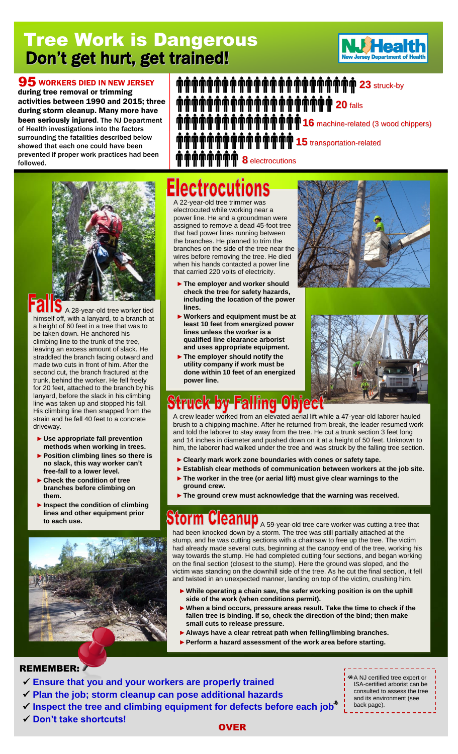# Tree Work is Dangerous

## Don't get hurt, get trained!

NJ Health
New Jersey Department of Health

**95 WORKERS DIED IN NEW JERSEY during tree removal or trimming activities between 1990 and 2015; three during storm cleanup. Many more have been seriously injured.** The NJ Department of Health investigations into the factors surrounding the fatalities described below showed that each one could have been prevented if proper work practices had been followed.

- **23** struck-by
- **20** falls
- **16** machine-related (3 wood chippers)
- **15** transportation-related
- **8** electrocutions

## Falls

A 28-year-old tree worker tied himself off, with a lanyard, to a branch at a height of 60 feet in a tree that was to be taken down. He anchored his climbing line to the trunk of the tree, leaving an excess amount of slack. He straddled the branch facing outward and made two cuts in front of him. After the second cut, the branch fractured at the trunk, behind the worker. He fell freely for 20 feet, attached to the branch by his lanyard, before the slack in his climbing line was taken up and stopped his fall. His climbing line then snapped from the strain and he fell 40 feet to a concrete driveway.

- **Use appropriate fall prevention methods when working in trees.**
- **Position climbing lines so there is no slack, this way worker can't free-fall to a lower level.**
- **Check the condition of tree branches before climbing on them.**
- **Inspect the condition of climbing lines and other equipment prior to each use.**

## Electrocutions

A 22-year-old tree trimmer was electrocuted while working near a power line. He and a groundman were assigned to remove a dead 45-foot tree that had power lines running between the branches. He planned to trim the branches on the side of the tree near the wires before removing the tree. He died when his hands contacted a power line that carried 220 volts of electricity.

- **The employer and worker should check the tree for safety hazards, including the location of the power lines.**
- **Workers and equipment must be at least 10 feet from energized power lines unless the worker is a qualified line clearance arborist and uses appropriate equipment.**
- **The employer should notify the utility company if work must be done within 10 feet of an energized power line.**

## Struck by Falling Object

A crew leader worked from an elevated aerial lift while a 47-year-old laborer hauled brush to a chipping machine. After he returned from break, the leader resumed work and told the laborer to stay away from the tree. He cut a trunk section 3 feet long and 14 inches in diameter and pushed down on it at a height of 50 feet. Unknown to him, the laborer had walked under the tree and was struck by the falling tree section.

- **Clearly mark work zone boundaries with cones or safety tape.**
- **Establish clear methods of communication between workers at the job site.**
- **The worker in the tree (or aerial lift) must give clear warnings to the ground crew.**
- **The ground crew must acknowledge that the warning was received.**

## Storm Cleanup

A 59-year-old tree care worker was cutting a tree that had been knocked down by a storm. The tree was still partially attached at the stump, and he was cutting sections with a chainsaw to free up the tree. The victim had already made several cuts, beginning at the canopy end of the tree, working his way towards the stump. He had completed cutting four sections, and began working on the final section (closest to the stump). Here the ground was sloped, and the victim was standing on the downhill side of the tree. As he cut the final section, it fell and twisted in an unexpected manner, landing on top of the victim, crushing him.

- **While operating a chain saw, the safer working position is on the uphill side of the work (when conditions permit).**
- **When a bind occurs, pressure areas result. Take the time to check if the fallen tree is binding. If so, check the direction of the bind; then make small cuts to release pressure.**
- **Always have a clear retreat path when felling/limbing branches.**
- **Perform a hazard assessment of the work area before starting.**

## REMEMBER:

- ✓ **Ensure that you and your workers are properly trained**
- ✓ **Plan the job; storm cleanup can pose additional hazards**
- ✓ **Inspect the tree and climbing equipment for defects before each job***
- ✓ **Don't take shortcuts!**

*A NJ certified tree expert or ISA-certified arborist can be consulted to assess the tree and its environment (see back page).

**OVER**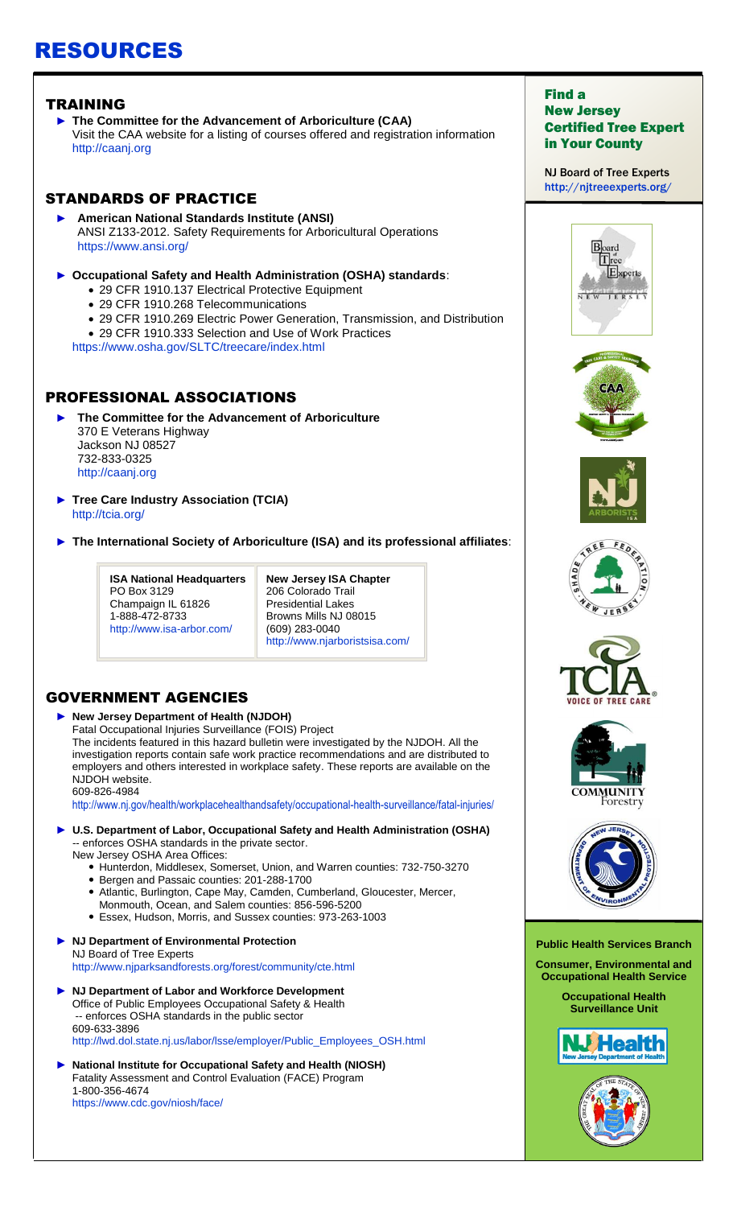# RESOURCES

## TRAINING

- **The Committee for the Advancement of Arboriculture (CAA)**
  Visit the CAA website for a listing of courses offered and registration information
  http://caanj.org

## STANDARDS OF PRACTICE

- **American National Standards Institute (ANSI)**
  ANSI Z133-2012. Safety Requirements for Arboricultural Operations
  https://www.ansi.org/

- **Occupational Safety and Health Administration (OSHA) standards**:
  - 29 CFR 1910.137 Electrical Protective Equipment
  - 29 CFR 1910.268 Telecommunications
  - 29 CFR 1910.269 Electric Power Generation, Transmission, and Distribution
  - 29 CFR 1910.333 Selection and Use of Work Practices

  https://www.osha.gov/SLTC/treecare/index.html

## PROFESSIONAL ASSOCIATIONS

- **The Committee for the Advancement of Arboriculture**
  370 E Veterans Highway
  Jackson NJ 08527
  732-833-0325
  http://caanj.org

- **Tree Care Industry Association (TCIA)**
  http://tcia.org/

- **The International Society of Arboriculture (ISA) and its professional affiliates**:

| | |
|---|---|
| **ISA National Headquarters**<br>PO Box 3129<br>Champaign IL 61826<br>1-888-472-8733<br>http://www.isa-arbor.com/ | **New Jersey ISA Chapter**<br>206 Colorado Trail<br>Presidential Lakes<br>Browns Mills NJ 08015<br>(609) 283-0040<br>http://www.njarboristsisa.com/ |

## GOVERNMENT AGENCIES

- **New Jersey Department of Health (NJDOH)**
  Fatal Occupational Injuries Surveillance (FOIS) Project
  The incidents featured in this hazard bulletin were investigated by the NJDOH. All the investigation reports contain safe work practice recommendations and are distributed to employers and others interested in workplace safety. These reports are available on the NJDOH website.
  609-826-4984
  http://www.nj.gov/health/workplacehealthandsafety/occupational-health-surveillance/fatal-injuries/

- **U.S. Department of Labor, Occupational Safety and Health Administration (OSHA)**
  -- enforces OSHA standards in the private sector.
  New Jersey OSHA Area Offices:
  - Hunterdon, Middlesex, Somerset, Union, and Warren counties: 732-750-3270
  - Bergen and Passaic counties: 201-288-1700
  - Atlantic, Burlington, Cape May, Camden, Cumberland, Gloucester, Mercer, Monmouth, Ocean, and Salem counties: 856-596-5200
  - Essex, Hudson, Morris, and Sussex counties: 973-263-1003

- **NJ Department of Environmental Protection**
  NJ Board of Tree Experts
  http://www.njparksandforests.org/forest/community/cte.html

- **NJ Department of Labor and Workforce Development**
  Office of Public Employees Occupational Safety & Health
  -- enforces OSHA standards in the public sector
  609-633-3896
  http://lwd.dol.state.nj.us/labor/lsse/employer/Public_Employees_OSH.html

- **National Institute for Occupational Safety and Health (NIOSH)**
  Fatality Assessment and Control Evaluation (FACE) Program
  1-800-356-4674
  https://www.cdc.gov/niosh/face/

## Find a New Jersey Certified Tree Expert in Your County

NJ Board of Tree Experts
http://njtreeexperts.org/

**Public Health Services Branch**

**Consumer, Environmental and Occupational Health Service**

**Occupational Health Surveillance Unit**